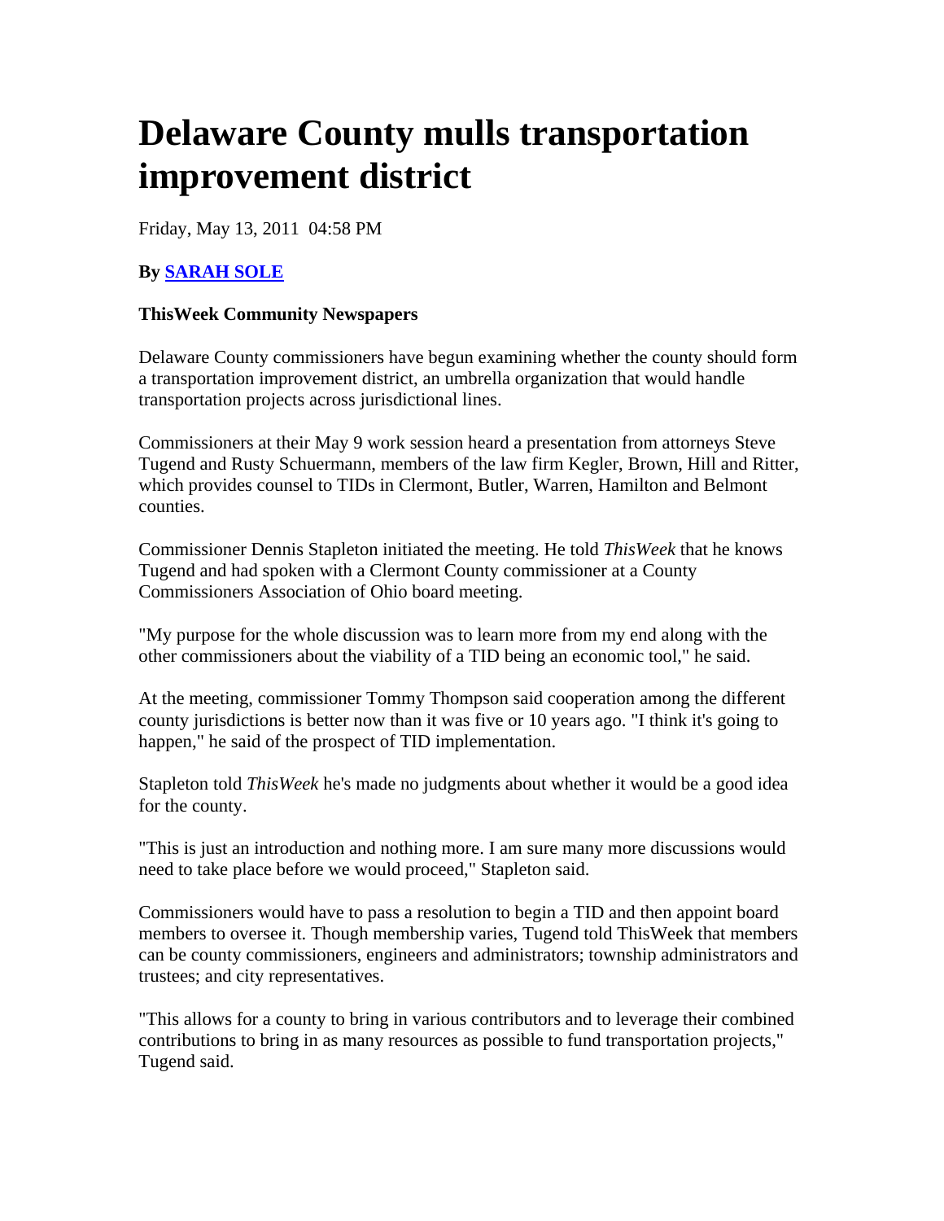# Delaware County mulls transportation improvement district

Friday, May 13, 2011 04:58 PM

**By [SARAH SOLE]**

**ThisWeek Community Newspapers**

Delaware County commissioners have begun examining whether the county should form a transportation improvement district, an umbrella organization that would handle transportation projects across jurisdictional lines.

Commissioners at their May 9 work session heard a presentation from attorneys Steve Tugend and Rusty Schuermann, members of the law firm Kegler, Brown, Hill and Ritter, which provides counsel to TIDs in Clermont, Butler, Warren, Hamilton and Belmont counties.

Commissioner Dennis Stapleton initiated the meeting. He told *ThisWeek* that he knows Tugend and had spoken with a Clermont County commissioner at a County Commissioners Association of Ohio board meeting.

"My purpose for the whole discussion was to learn more from my end along with the other commissioners about the viability of a TID being an economic tool," he said.

At the meeting, commissioner Tommy Thompson said cooperation among the different county jurisdictions is better now than it was five or 10 years ago. "I think it's going to happen," he said of the prospect of TID implementation.

Stapleton told *ThisWeek* he's made no judgments about whether it would be a good idea for the county.

"This is just an introduction and nothing more. I am sure many more discussions would need to take place before we would proceed," Stapleton said.

Commissioners would have to pass a resolution to begin a TID and then appoint board members to oversee it. Though membership varies, Tugend told ThisWeek that members can be county commissioners, engineers and administrators; township administrators and trustees; and city representatives.

"This allows for a county to bring in various contributors and to leverage their combined contributions to bring in as many resources as possible to fund transportation projects," Tugend said.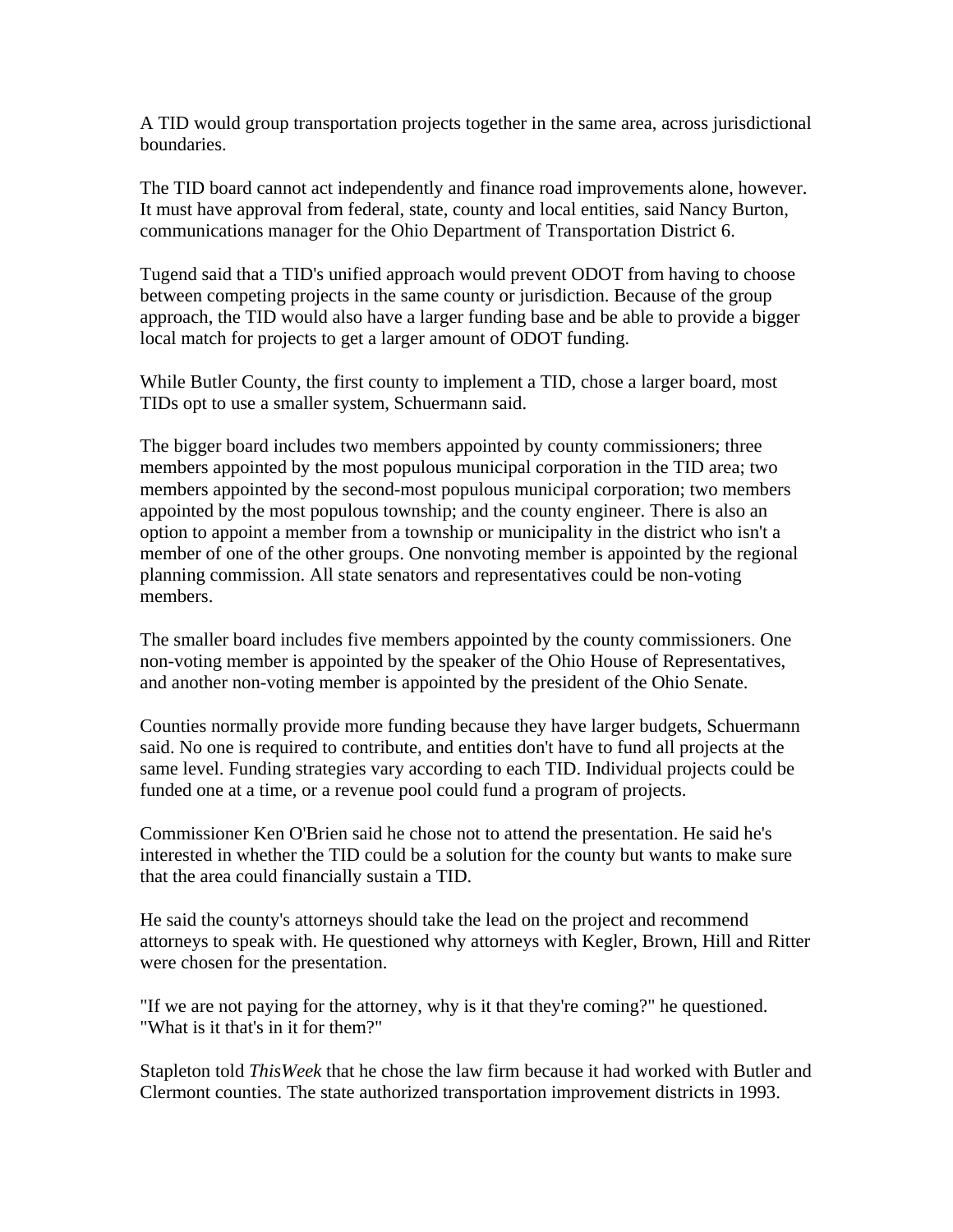A TID would group transportation projects together in the same area, across jurisdictional boundaries.

The TID board cannot act independently and finance road improvements alone, however. It must have approval from federal, state, county and local entities, said Nancy Burton, communications manager for the Ohio Department of Transportation District 6.

Tugend said that a TID's unified approach would prevent ODOT from having to choose between competing projects in the same county or jurisdiction. Because of the group approach, the TID would also have a larger funding base and be able to provide a bigger local match for projects to get a larger amount of ODOT funding.

While Butler County, the first county to implement a TID, chose a larger board, most TIDs opt to use a smaller system, Schuermann said.

The bigger board includes two members appointed by county commissioners; three members appointed by the most populous municipal corporation in the TID area; two members appointed by the second-most populous municipal corporation; two members appointed by the most populous township; and the county engineer. There is also an option to appoint a member from a township or municipality in the district who isn't a member of one of the other groups. One nonvoting member is appointed by the regional planning commission. All state senators and representatives could be non-voting members.

The smaller board includes five members appointed by the county commissioners. One non-voting member is appointed by the speaker of the Ohio House of Representatives, and another non-voting member is appointed by the president of the Ohio Senate.

Counties normally provide more funding because they have larger budgets, Schuermann said. No one is required to contribute, and entities don't have to fund all projects at the same level. Funding strategies vary according to each TID. Individual projects could be funded one at a time, or a revenue pool could fund a program of projects.

Commissioner Ken O'Brien said he chose not to attend the presentation. He said he's interested in whether the TID could be a solution for the county but wants to make sure that the area could financially sustain a TID.

He said the county's attorneys should take the lead on the project and recommend attorneys to speak with. He questioned why attorneys with Kegler, Brown, Hill and Ritter were chosen for the presentation.

"If we are not paying for the attorney, why is it that they're coming?" he questioned. "What is it that's in it for them?"

Stapleton told *ThisWeek* that he chose the law firm because it had worked with Butler and Clermont counties. The state authorized transportation improvement districts in 1993.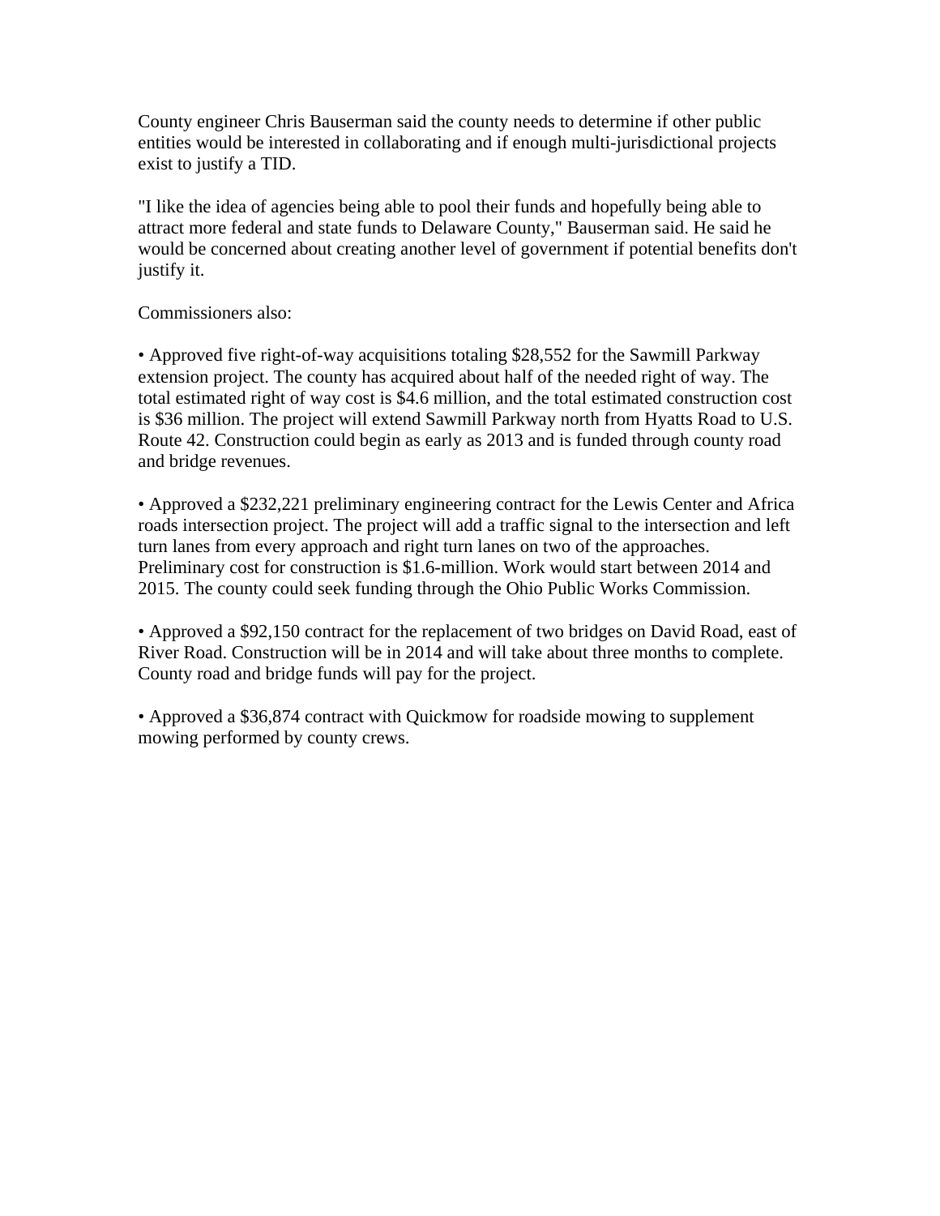County engineer Chris Bauserman said the county needs to determine if other public entities would be interested in collaborating and if enough multi-jurisdictional projects exist to justify a TID.

"I like the idea of agencies being able to pool their funds and hopefully being able to attract more federal and state funds to Delaware County," Bauserman said. He said he would be concerned about creating another level of government if potential benefits don't justify it.

Commissioners also:

• Approved five right-of-way acquisitions totaling $28,552 for the Sawmill Parkway extension project. The county has acquired about half of the needed right of way. The total estimated right of way cost is $4.6 million, and the total estimated construction cost is $36 million. The project will extend Sawmill Parkway north from Hyatts Road to U.S. Route 42. Construction could begin as early as 2013 and is funded through county road and bridge revenues.

• Approved a $232,221 preliminary engineering contract for the Lewis Center and Africa roads intersection project. The project will add a traffic signal to the intersection and left turn lanes from every approach and right turn lanes on two of the approaches. Preliminary cost for construction is $1.6-million. Work would start between 2014 and 2015. The county could seek funding through the Ohio Public Works Commission.

• Approved a $92,150 contract for the replacement of two bridges on David Road, east of River Road. Construction will be in 2014 and will take about three months to complete. County road and bridge funds will pay for the project.

• Approved a $36,874 contract with Quickmow for roadside mowing to supplement mowing performed by county crews.